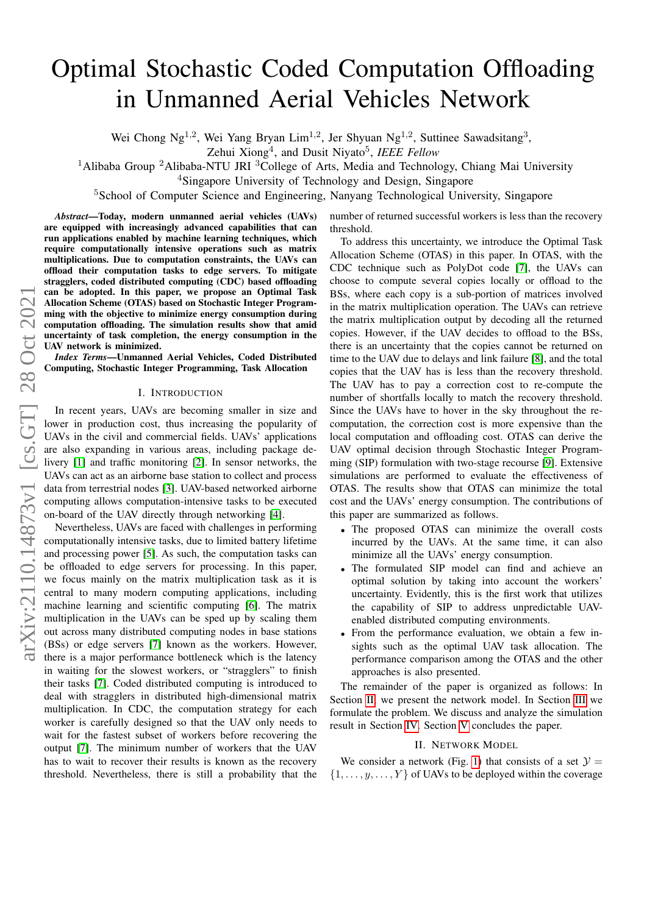# Optimal Stochastic Coded Computation Offloading in Unmanned Aerial Vehicles Network

Wei Chong Ng[1,2], Wei Yang Bryan Lim[1,2], Jer Shyuan Ng[1,2], Suttinee Sawadsitang[3], Zehui Xiong[4], and Dusit Niyato[5], *IEEE Fellow*

[1]Alibaba Group [2]Alibaba-NTU JRI [3]College of Arts, Media and Technology, Chiang Mai University
[4]Singapore University of Technology and Design, Singapore
[5]School of Computer Science and Engineering, Nanyang Technological University, Singapore

***Abstract*—Today, modern unmanned aerial vehicles (UAVs) are equipped with increasingly advanced capabilities that can run applications enabled by machine learning techniques, which require computationally intensive operations such as matrix multiplications. Due to computation constraints, the UAVs can offload their computation tasks to edge servers. To mitigate stragglers, coded distributed computing (CDC) based offloading can be adopted. In this paper, we propose an Optimal Task Allocation Scheme (OTAS) based on Stochastic Integer Programming with the objective to minimize energy consumption during computation offloading. The simulation results show that amid uncertainty of task completion, the energy consumption in the UAV network is minimized.**

***Index Terms*—Unmanned Aerial Vehicles, Coded Distributed Computing, Stochastic Integer Programming, Task Allocation**

## I. Introduction

In recent years, UAVs are becoming smaller in size and lower in production cost, thus increasing the popularity of UAVs in the civil and commercial fields. UAVs' applications are also expanding in various areas, including package delivery [1] and traffic monitoring [2]. In sensor networks, the UAVs can act as an airborne base station to collect and process data from terrestrial nodes [3]. UAV-based networked airborne computing allows computation-intensive tasks to be executed on-board of the UAV directly through networking [4].

Nevertheless, UAVs are faced with challenges in performing computationally intensive tasks, due to limited battery lifetime and processing power [5]. As such, the computation tasks can be offloaded to edge servers for processing. In this paper, we focus mainly on the matrix multiplication task as it is central to many modern computing applications, including machine learning and scientific computing [6]. The matrix multiplication in the UAVs can be sped up by scaling them out across many distributed computing nodes in base stations (BSs) or edge servers [7] known as the workers. However, there is a major performance bottleneck which is the latency in waiting for the slowest workers, or "stragglers" to finish their tasks [7]. Coded distributed computing is introduced to deal with stragglers in distributed high-dimensional matrix multiplication. In CDC, the computation strategy for each worker is carefully designed so that the UAV only needs to wait for the fastest subset of workers before recovering the output [7]. The minimum number of workers that the UAV has to wait to recover their results is known as the recovery threshold. Nevertheless, there is still a probability that the number of returned successful workers is less than the recovery threshold.

To address this uncertainty, we introduce the Optimal Task Allocation Scheme (OTAS) in this paper. In OTAS, with the CDC technique such as PolyDot code [7], the UAVs can choose to compute several copies locally or offload to the BSs, where each copy is a sub-portion of matrices involved in the matrix multiplication operation. The UAVs can retrieve the matrix multiplication output by decoding all the returned copies. However, if the UAV decides to offload to the BSs, there is an uncertainty that the copies cannot be returned on time to the UAV due to delays and link failure [8], and the total copies that the UAV has is less than the recovery threshold. The UAV has to pay a correction cost to re-compute the number of shortfalls locally to match the recovery threshold. Since the UAVs have to hover in the sky throughout the re-computation, the correction cost is more expensive than the local computation and offloading cost. OTAS can derive the UAV optimal decision through Stochastic Integer Programming (SIP) formulation with two-stage recourse [9]. Extensive simulations are performed to evaluate the effectiveness of OTAS. The results show that OTAS can minimize the total cost and the UAVs' energy consumption. The contributions of this paper are summarized as follows.

- The proposed OTAS can minimize the overall costs incurred by the UAVs. At the same time, it can also minimize all the UAVs' energy consumption.
- The formulated SIP model can find and achieve an optimal solution by taking into account the workers' uncertainty. Evidently, this is the first work that utilizes the capability of SIP to address unpredictable UAV-enabled distributed computing environments.
- From the performance evaluation, we obtain a few insights such as the optimal UAV task allocation. The performance comparison among the OTAS and the other approaches is also presented.

The remainder of the paper is organized as follows: In Section II, we present the network model. In Section III we formulate the problem. We discuss and analyze the simulation result in Section IV. Section V concludes the paper.

## II. Network Model

We consider a network (Fig. 1) that consists of a set $\mathcal{Y} = \{1, \ldots, y, \ldots, Y\}$ of UAVs to be deployed within the coverage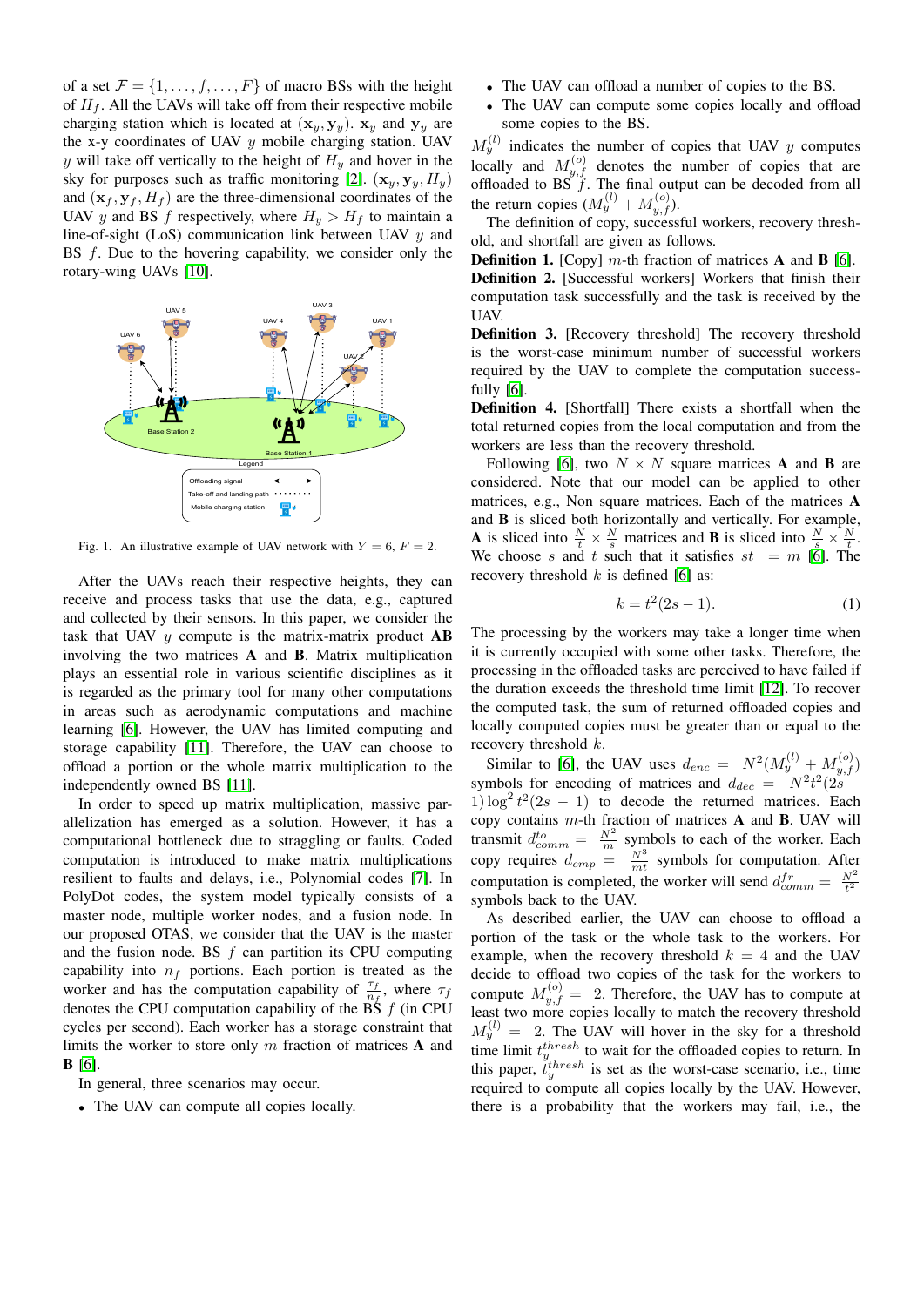of a set $\mathcal{F} = \{1, \ldots, f, \ldots, F\}$ of macro BSs with the height of $H_f$. All the UAVs will take off from their respective mobile charging station which is located at $(\mathbf{x}_y, \mathbf{y}_y)$. $\mathbf{x}_y$ and $\mathbf{y}_y$ are the x-y coordinates of UAV $y$ mobile charging station. UAV $y$ will take off vertically to the height of $H_y$ and hover in the sky for purposes such as traffic monitoring [2]. $(\mathbf{x}_y, \mathbf{y}_y, H_y)$ and $(\mathbf{x}_f, \mathbf{y}_f, H_f)$ are the three-dimensional coordinates of the UAV $y$ and BS $f$ respectively, where $H_y > H_f$ to maintain a line-of-sight (LoS) communication link between UAV $y$ and BS $f$. Due to the hovering capability, we consider only the rotary-wing UAVs [10].

Fig. 1. An illustrative example of UAV network with $Y = 6$, $F = 2$.

After the UAVs reach their respective heights, they can receive and process tasks that use the data, e.g., captured and collected by their sensors. In this paper, we consider the task that UAV $y$ compute is the matrix-matrix product $\mathbf{AB}$ involving the two matrices $\mathbf{A}$ and $\mathbf{B}$. Matrix multiplication plays an essential role in various scientific disciplines as it is regarded as the primary tool for many other computations in areas such as aerodynamic computations and machine learning [6]. However, the UAV has limited computing and storage capability [11]. Therefore, the UAV can choose to offload a portion or the whole matrix multiplication to the independently owned BS [11].

In order to speed up matrix multiplication, massive parallelization has emerged as a solution. However, it has a computational bottleneck due to straggling or faults. Coded computation is introduced to make matrix multiplications resilient to faults and delays, i.e., Polynomial codes [7]. In PolyDot codes, the system model typically consists of a master node, multiple worker nodes, and a fusion node. In our proposed OTAS, we consider that the UAV is the master and the fusion node. BS $f$ can partition its CPU computing capability into $n_f$ portions. Each portion is treated as the worker and has the computation capability of $\frac{\tau_f}{n_f}$, where $\tau_f$ denotes the CPU computation capability of the BS $f$ (in CPU cycles per second). Each worker has a storage constraint that limits the worker to store only $m$ fraction of matrices $\mathbf{A}$ and $\mathbf{B}$ [6].

In general, three scenarios may occur.

- The UAV can compute all copies locally.
- The UAV can offload a number of copies to the BS.
- The UAV can compute some copies locally and offload some copies to the BS.

$M_y^{(l)}$ indicates the number of copies that UAV $y$ computes locally and $M_{y,f}^{(o)}$ denotes the number of copies that are offloaded to BS $f$. The final output can be decoded from all the return copies $(M_y^{(l)} + M_{y,f}^{(o)})$.

The definition of copy, successful workers, recovery threshold, and shortfall are given as follows.

**Definition 1.** [Copy] $m$-th fraction of matrices $\mathbf{A}$ and $\mathbf{B}$ [6].

**Definition 2.** [Successful workers] Workers that finish their computation task successfully and the task is received by the UAV.

**Definition 3.** [Recovery threshold] The recovery threshold is the worst-case minimum number of successful workers required by the UAV to complete the computation successfully [6].

**Definition 4.** [Shortfall] There exists a shortfall when the total returned copies from the local computation and from the workers are less than the recovery threshold.

Following [6], two $N \times N$ square matrices $\mathbf{A}$ and $\mathbf{B}$ are considered. Note that our model can be applied to other matrices, e.g., Non square matrices. Each of the matrices $\mathbf{A}$ and $\mathbf{B}$ is sliced both horizontally and vertically. For example, $\mathbf{A}$ is sliced into $\frac{N}{t} \times \frac{N}{s}$ matrices and $\mathbf{B}$ is sliced into $\frac{N}{s} \times \frac{N}{t}$. We choose $s$ and $t$ such that it satisfies $st = m$ [6]. The recovery threshold $k$ is defined [6] as:

$$k = t^2(2s - 1). \tag{1}$$

The processing by the workers may take a longer time when it is currently occupied with some other tasks. Therefore, the processing in the offloaded tasks are perceived to have failed if the duration exceeds the threshold time limit [12]. To recover the computed task, the sum of returned offloaded copies and locally computed copies must be greater than or equal to the recovery threshold $k$.

Similar to [6], the UAV uses $d_{enc} = N^2(M_y^{(l)} + M_{y,f}^{(o)})$ symbols for encoding of matrices and $d_{dec} = N^2t^2(2s - 1)\log^2 t^2(2s - 1)$ to decode the returned matrices. Each copy contains $m$-th fraction of matrices $\mathbf{A}$ and $\mathbf{B}$. UAV will transmit $d_{comm}^{to} = \frac{N^2}{m}$ symbols to each of the worker. Each copy requires $d_{cmp} = \frac{N^3}{mt}$ symbols for computation. After computation is completed, the worker will send $d_{comm}^{fr} = \frac{N^2}{t^2}$ symbols back to the UAV.

As described earlier, the UAV can choose to offload a portion of the task or the whole task to the workers. For example, when the recovery threshold $k = 4$ and the UAV decide to offload two copies of the task for the workers to compute $M_{y,f}^{(o)} = 2$. Therefore, the UAV has to compute at least two more copies locally to match the recovery threshold $M_y^{(l)} = 2$. The UAV will hover in the sky for a threshold time limit $t_y^{thresh}$ to wait for the offloaded copies to return. In this paper, $t_y^{thresh}$ is set as the worst-case scenario, i.e., time required to compute all copies locally by the UAV. However, there is a probability that the workers may fail, i.e., the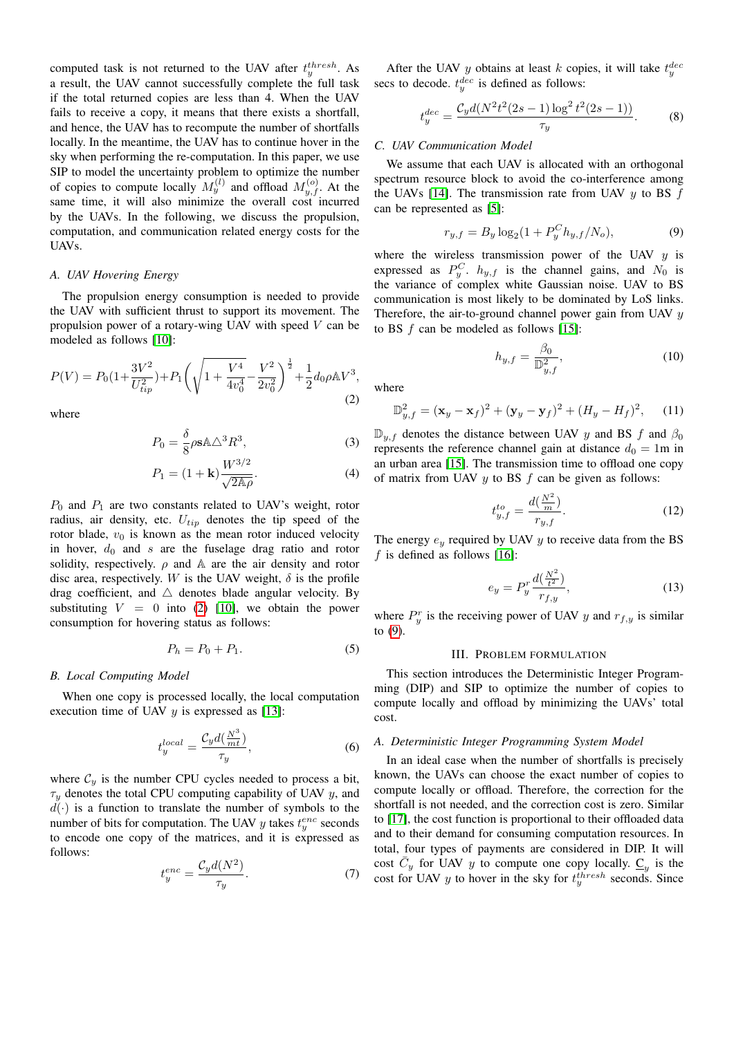computed task is not returned to the UAV after $t_y^{thresh}$. As a result, the UAV cannot successfully complete the full task if the total returned copies are less than 4. When the UAV fails to receive a copy, it means that there exists a shortfall, and hence, the UAV has to recompute the number of shortfalls locally. In the meantime, the UAV has to continue hover in the sky when performing the re-computation. In this paper, we use SIP to model the uncertainty problem to optimize the number of copies to compute locally $M_y^{(l)}$ and offload $M_{y,f}^{(o)}$. At the same time, it will also minimize the overall cost incurred by the UAVs. In the following, we discuss the propulsion, computation, and communication related energy costs for the UAVs.

### A. UAV Hovering Energy

The propulsion energy consumption is needed to provide the UAV with sufficient thrust to support its movement. The propulsion power of a rotary-wing UAV with speed $V$ can be modeled as follows [10]:

$$P(V) = P_0(1+\frac{3V^2}{U_{tip}^2})+P_1\left(\sqrt{1+\frac{V^4}{4v_0^4}}-\frac{V^2}{2v_0^2}\right)^{\frac{1}{2}}+\frac{1}{2}d_0\rho\mathbb{A}V^3, \tag{2}$$

where

$$P_0 = \frac{\delta}{8}\rho\mathbf{s}\mathbb{A}\triangle^3 R^3, \tag{3}$$

$$P_1 = (1+\mathbf{k})\frac{W^{3/2}}{\sqrt{2\mathbb{A}\rho}}. \tag{4}$$

$P_0$ and $P_1$ are two constants related to UAV's weight, rotor radius, air density, etc. $U_{tip}$ denotes the tip speed of the rotor blade, $v_0$ is known as the mean rotor induced velocity in hover, $d_0$ and $s$ are the fuselage drag ratio and rotor solidity, respectively. $\rho$ and $\mathbb{A}$ are the air density and rotor disc area, respectively. $W$ is the UAV weight, $\delta$ is the profile drag coefficient, and $\triangle$ denotes blade angular velocity. By substituting $V = 0$ into (2) [10], we obtain the power consumption for hovering status as follows:

$$P_h = P_0 + P_1. \tag{5}$$

### B. Local Computing Model

When one copy is processed locally, the local computation execution time of UAV $y$ is expressed as [13]:

$$t_y^{local} = \frac{\mathcal{C}_y d(\frac{N^3}{mt})}{\tau_y}, \tag{6}$$

where $\mathcal{C}_y$ is the number CPU cycles needed to process a bit, $\tau_y$ denotes the total CPU computing capability of UAV $y$, and $d(\cdot)$ is a function to translate the number of symbols to the number of bits for computation. The UAV $y$ takes $t_y^{enc}$ seconds to encode one copy of the matrices, and it is expressed as follows:

$$t_y^{enc} = \frac{\mathcal{C}_y d(N^2)}{\tau_y}. \tag{7}$$

After the UAV $y$ obtains at least $k$ copies, it will take $t_y^{dec}$ secs to decode. $t_y^{dec}$ is defined as follows:

$$t_y^{dec} = \frac{\mathcal{C}_y d(N^2 t^2(2s-1)\log^2 t^2(2s-1))}{\tau_y}. \tag{8}$$

### C. UAV Communication Model

We assume that each UAV is allocated with an orthogonal spectrum resource block to avoid the co-interference among the UAVs [14]. The transmission rate from UAV $y$ to BS $f$ can be represented as [5]:

$$r_{y,f} = B_y \log_2(1 + P_y^C h_{y,f}/N_o), \tag{9}$$

where the wireless transmission power of the UAV $y$ is expressed as $P_y^C$. $h_{y,f}$ is the channel gains, and $N_0$ is the variance of complex white Gaussian noise. UAV to BS communication is most likely to be dominated by LoS links. Therefore, the air-to-ground channel power gain from UAV $y$ to BS $f$ can be modeled as follows [15]:

$$h_{y,f} = \frac{\beta_0}{\mathbb{D}_{y,f}^2}, \tag{10}$$

where

$$\mathbb{D}_{y,f}^2 = (\mathbf{x}_y - \mathbf{x}_f)^2 + (\mathbf{y}_y - \mathbf{y}_f)^2 + (H_y - H_f)^2, \tag{11}$$

$\mathbb{D}_{y,f}$ denotes the distance between UAV $y$ and BS $f$ and $\beta_0$ represents the reference channel gain at distance $d_0 = 1$m in an urban area [15]. The transmission time to offload one copy of matrix from UAV $y$ to BS $f$ can be given as follows:

$$t_{y,f}^{to} = \frac{d(\frac{N^2}{m})}{r_{y,f}}. \tag{12}$$

The energy $e_y$ required by UAV $y$ to receive data from the BS $f$ is defined as follows [16]:

$$e_y = P_y^r \frac{d(\frac{N^2}{t^2})}{r_{f,y}}, \tag{13}$$

where $P_y^r$ is the receiving power of UAV $y$ and $r_{f,y}$ is similar to (9).

## III. Problem Formulation

This section introduces the Deterministic Integer Programming (DIP) and SIP to optimize the number of copies to compute locally and offload by minimizing the UAVs' total cost.

### A. Deterministic Integer Programming System Model

In an ideal case when the number of shortfalls is precisely known, the UAVs can choose the exact number of copies to compute locally or offload. Therefore, the correction for the shortfall is not needed, and the correction cost is zero. Similar to [17], the cost function is proportional to their offloaded data and to their demand for consuming computation resources. In total, four types of payments are considered in DIP. It will cost $\bar{C}_y$ for UAV $y$ to compute one copy locally. $\underline{C}_y$ is the cost for UAV $y$ to hover in the sky for $t_y^{thresh}$ seconds. Since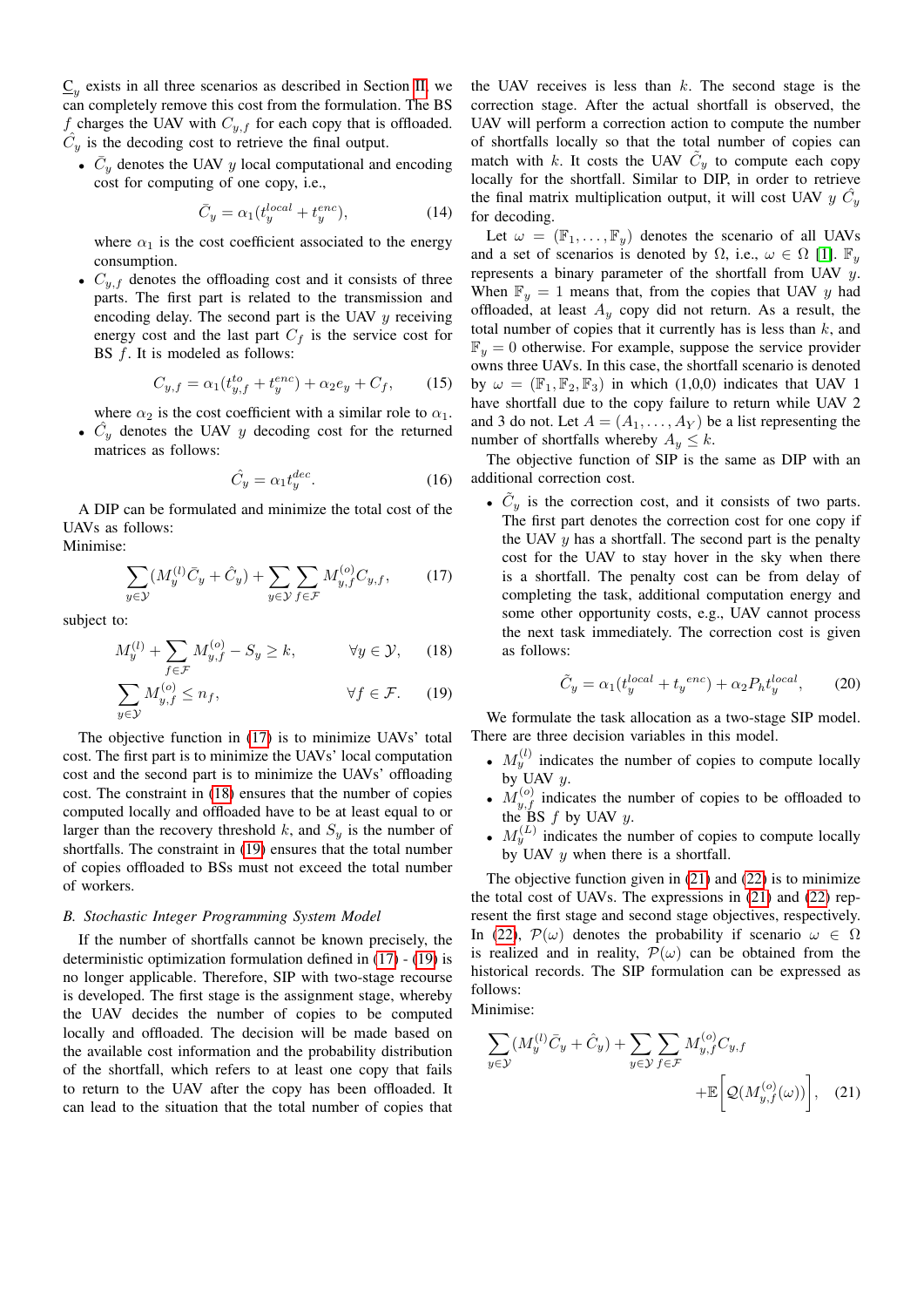$\underline{C}_y$ exists in all three scenarios as described in Section II, we can completely remove this cost from the formulation. The BS $f$ charges the UAV with $C_{y,f}$ for each copy that is offloaded. $\hat{C}_y$ is the decoding cost to retrieve the final output.

- $\bar{C}_y$ denotes the UAV $y$ local computational and encoding cost for computing of one copy, i.e.,

$$\bar{C}_y = \alpha_1(t_y^{local} + t_y^{enc}), \tag{14}$$

where $\alpha_1$ is the cost coefficient associated to the energy consumption.

- $C_{y,f}$ denotes the offloading cost and it consists of three parts. The first part is related to the transmission and encoding delay. The second part is the UAV $y$ receiving energy cost and the last part $C_f$ is the service cost for BS $f$. It is modeled as follows:

$$C_{y,f} = \alpha_1(t_{y,f}^{to} + t_y^{enc}) + \alpha_2 e_y + C_f, \tag{15}$$

where $\alpha_2$ is the cost coefficient with a similar role to $\alpha_1$.

- $\hat{C}_y$ denotes the UAV $y$ decoding cost for the returned matrices as follows:

$$\hat{C}_y = \alpha_1 t_y^{dec}. \tag{16}$$

A DIP can be formulated and minimize the total cost of the UAVs as follows:
Minimise:

$$\sum_{y\in\mathcal{Y}}(M_y^{(l)}\bar{C}_y + \hat{C}_y) + \sum_{y\in\mathcal{Y}}\sum_{f\in\mathcal{F}} M_{y,f}^{(o)}C_{y,f}, \tag{17}$$

subject to:

$$M_y^{(l)} + \sum_{f\in\mathcal{F}} M_{y,f}^{(o)} - S_y \geq k, \qquad \forall y \in \mathcal{Y}, \tag{18}$$

$$\sum_{y\in\mathcal{Y}} M_{y,f}^{(o)} \leq n_f, \qquad \forall f \in \mathcal{F}. \tag{19}$$

The objective function in (17) is to minimize UAVs' total cost. The first part is to minimize the UAVs' local computation cost and the second part is to minimize the UAVs' offloading cost. The constraint in (18) ensures that the number of copies computed locally and offloaded have to be at least equal to or larger than the recovery threshold $k$, and $S_y$ is the number of shortfalls. The constraint in (19) ensures that the total number of copies offloaded to BSs must not exceed the total number of workers.

### B. Stochastic Integer Programming System Model

If the number of shortfalls cannot be known precisely, the deterministic optimization formulation defined in (17) - (19) is no longer applicable. Therefore, SIP with two-stage recourse is developed. The first stage is the assignment stage, whereby the UAV decides the number of copies to be computed locally and offloaded. The decision will be made based on the available cost information and the probability distribution of the shortfall, which refers to at least one copy that fails to return to the UAV after the copy has been offloaded. It can lead to the situation that the total number of copies that the UAV receives is less than $k$. The second stage is the correction stage. After the actual shortfall is observed, the UAV will perform a correction action to compute the number of shortfalls locally so that the total number of copies can match with $k$. It costs the UAV $\tilde{C}_y$ to compute each copy locally for the shortfall. Similar to DIP, in order to retrieve the final matrix multiplication output, it will cost UAV $y$ $\hat{C}_y$ for decoding.

Let $\omega = (\mathbb{F}_1, \ldots, \mathbb{F}_y)$ denotes the scenario of all UAVs and a set of scenarios is denoted by $\Omega$, i.e., $\omega \in \Omega$ [1]. $\mathbb{F}_y$ represents a binary parameter of the shortfall from UAV $y$. When $\mathbb{F}_y = 1$ means that, from the copies that UAV $y$ had offloaded, at least $A_y$ copy did not return. As a result, the total number of copies that it currently has is less than $k$, and $\mathbb{F}_y = 0$ otherwise. For example, suppose the service provider owns three UAVs. In this case, the shortfall scenario is denoted by $\omega = (\mathbb{F}_1, \mathbb{F}_2, \mathbb{F}_3)$ in which (1,0,0) indicates that UAV 1 have shortfall due to the copy failure to return while UAV 2 and 3 do not. Let $A = (A_1, \ldots, A_Y)$ be a list representing the number of shortfalls whereby $A_y \leq k$.

The objective function of SIP is the same as DIP with an additional correction cost.

- $\tilde{C}_y$ is the correction cost, and it consists of two parts. The first part denotes the correction cost for one copy if the UAV $y$ has a shortfall. The second part is the penalty cost for the UAV to stay hover in the sky when there is a shortfall. The penalty cost can be from delay of completing the task, additional computation energy and some other opportunity costs, e.g., UAV cannot process the next task immediately. The correction cost is given as follows:

$$\tilde{C}_y = \alpha_1(t_y^{local} + {t_y}^{enc}) + \alpha_2 P_h t_y^{local}, \tag{20}$$

We formulate the task allocation as a two-stage SIP model. There are three decision variables in this model.

- $M_y^{(l)}$ indicates the number of copies to compute locally by UAV $y$.
- $M_{y,f}^{(o)}$ indicates the number of copies to be offloaded to the BS $f$ by UAV $y$.
- $M_y^{(L)}$ indicates the number of copies to compute locally by UAV $y$ when there is a shortfall.

The objective function given in (21) and (22) is to minimize the total cost of UAVs. The expressions in (21) and (22) represent the first stage and second stage objectives, respectively. In (22), $\mathcal{P}(\omega)$ denotes the probability if scenario $\omega \in \Omega$ is realized and in reality, $\mathcal{P}(\omega)$ can be obtained from the historical records. The SIP formulation can be expressed as follows:
Minimise:

$$\sum_{y\in\mathcal{Y}}(M_y^{(l)}\bar{C}_y + \hat{C}_y) + \sum_{y\in\mathcal{Y}}\sum_{f\in\mathcal{F}} M_{y,f}^{(o)}C_{y,f} + \mathbb{E}\Big[\mathcal{Q}(M_{y,f}^{(o)}(\omega))\Big], \tag{21}$$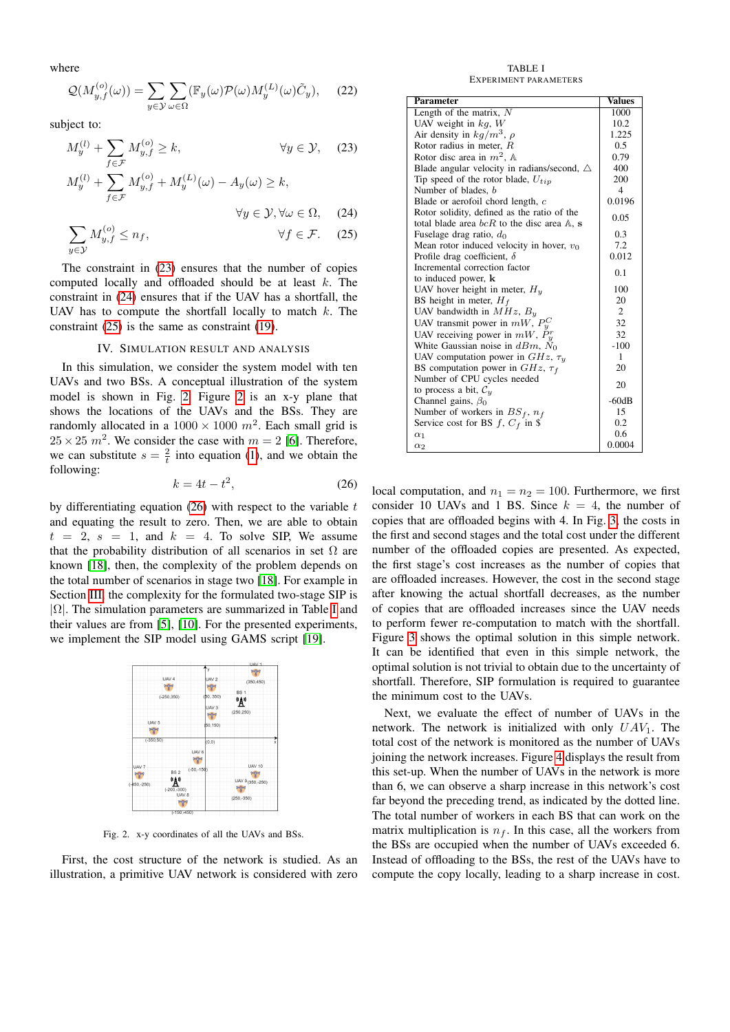where

$$\mathcal{Q}(M_{y,f}^{(o)}(\omega)) = \sum_{y \in \mathcal{Y}} \sum_{\omega \in \Omega} (\mathbb{F}_y(\omega) \mathcal{P}(\omega) M_y^{(L)}(\omega) \tilde{C}_y), \quad (22)$$

subject to:

$$M_y^{(l)} + \sum_{f \in \mathcal{F}} M_{y,f}^{(o)} \geq k, \qquad \forall y \in \mathcal{Y}, \quad (23)$$

$$M_y^{(l)} + \sum_{f \in \mathcal{F}} M_{y,f}^{(o)} + M_y^{(L)}(\omega) - A_y(\omega) \geq k, \qquad \forall y \in \mathcal{Y}, \forall \omega \in \Omega, \quad (24)$$

$$\sum_{y \in \mathcal{Y}} M_{y,f}^{(o)} \leq n_f, \qquad \forall f \in \mathcal{F}. \quad (25)$$

The constraint in (23) ensures that the number of copies computed locally and offloaded should be at least $k$. The constraint in (24) ensures that if the UAV has a shortfall, the UAV has to compute the shortfall locally to match $k$. The constraint (25) is the same as constraint (19).

## IV. Simulation Result and Analysis

In this simulation, we consider the system model with ten UAVs and two BSs. A conceptual illustration of the system model is shown in Fig. 2. Figure 2 is an x-y plane that shows the locations of the UAVs and the BSs. They are randomly allocated in a $1000 \times 1000$ $m^2$. Each small grid is $25 \times 25$ $m^2$. We consider the case with $m = 2$ [6]. Therefore, we can substitute $s = \frac{2}{t}$ into equation (1), and we obtain the following:

$$k = 4t - t^2, \quad (26)$$

by differentiating equation (26) with respect to the variable $t$ and equating the result to zero. Then, we are able to obtain $t = 2$, $s = 1$, and $k = 4$. To solve SIP, We assume that the probability distribution of all scenarios in set $\Omega$ are known [18], then, the complexity of the problem depends on the total number of scenarios in stage two [18]. For example in Section III, the complexity for the formulated two-stage SIP is $|\Omega|$. The simulation parameters are summarized in Table I and their values are from [5], [10]. For the presented experiments, we implement the SIP model using GAMS script [19].

Fig. 2. x-y coordinates of all the UAVs and BSs.

First, the cost structure of the network is studied. As an illustration, a primitive UAV network is considered with zero

TABLE I
Experiment Parameters

| Parameter | Values |
|---|---|
| Length of the matrix, $N$ | 1000 |
| UAV weight in $kg$, $W$ | 10.2 |
| Air density in $kg/m^3$, $\rho$ | 1.225 |
| Rotor radius in meter, $R$ | 0.5 |
| Rotor disc area in $m^2$, $\mathbb{A}$ | 0.79 |
| Blade angular velocity in radians/second, $\triangle$ | 400 |
| Tip speed of the rotor blade, $U_{tip}$ | 200 |
| Number of blades, $b$ | 4 |
| Blade or aerofoil chord length, $c$ | 0.0196 |
| Rotor solidity, defined as the ratio of the total blade area $bcR$ to the disc area $\mathbb{A}$, $\mathbf{s}$ | 0.05 |
| Fuselage drag ratio, $d_0$ | 0.3 |
| Mean rotor induced velocity in hover, $v_0$ | 7.2 |
| Profile drag coefficient, $\delta$ | 0.012 |
| Incremental correction factor to induced power, $\mathbf{k}$ | 0.1 |
| UAV hover height in meter, $H_y$ | 100 |
| BS height in meter, $H_f$ | 20 |
| UAV bandwidth in $MHz$, $B_y$ | 2 |
| UAV transmit power in $mW$, $P_y^C$ | 32 |
| UAV receiving power in $mW$, $P_y^r$ | 32 |
| White Gaussian noise in $dBm$, $N_0$ | -100 |
| UAV computation power in $GHz$, $\tau_y$ | 1 |
| BS computation power in $GHz$, $\tau_f$ | 20 |
| Number of CPU cycles needed to process a bit, $\mathcal{C}_y$ | 20 |
| Channel gains, $\beta_0$ | -60dB |
| Number of workers in $BS_f$, $n_f$ | 15 |
| Service cost for BS $f$, $C_f$ in \$ | 0.2 |
| $\alpha_1$ | 0.6 |
| $\alpha_2$ | 0.0004 |

local computation, and $n_1 = n_2 = 100$. Furthermore, we first consider 10 UAVs and 1 BS. Since $k = 4$, the number of copies that are offloaded begins with 4. In Fig. 3, the costs in the first and second stages and the total cost under the different number of the offloaded copies are presented. As expected, the first stage's cost increases as the number of copies that are offloaded increases. However, the cost in the second stage after knowing the actual shortfall decreases, as the number of copies that are offloaded increases since the UAV needs to perform fewer re-computation to match with the shortfall. Figure 3 shows the optimal solution in this simple network. It can be identified that even in this simple network, the optimal solution is not trivial to obtain due to the uncertainty of shortfall. Therefore, SIP formulation is required to guarantee the minimum cost to the UAVs.

Next, we evaluate the effect of number of UAVs in the network. The network is initialized with only $UAV_1$. The total cost of the network is monitored as the number of UAVs joining the network increases. Figure 4 displays the result from this set-up. When the number of UAVs in the network is more than 6, we can observe a sharp increase in this network's cost far beyond the preceding trend, as indicated by the dotted line. The total number of workers in each BS that can work on the matrix multiplication is $n_f$. In this case, all the workers from the BSs are occupied when the number of UAVs exceeded 6. Instead of offloading to the BSs, the rest of the UAVs have to compute the copy locally, leading to a sharp increase in cost.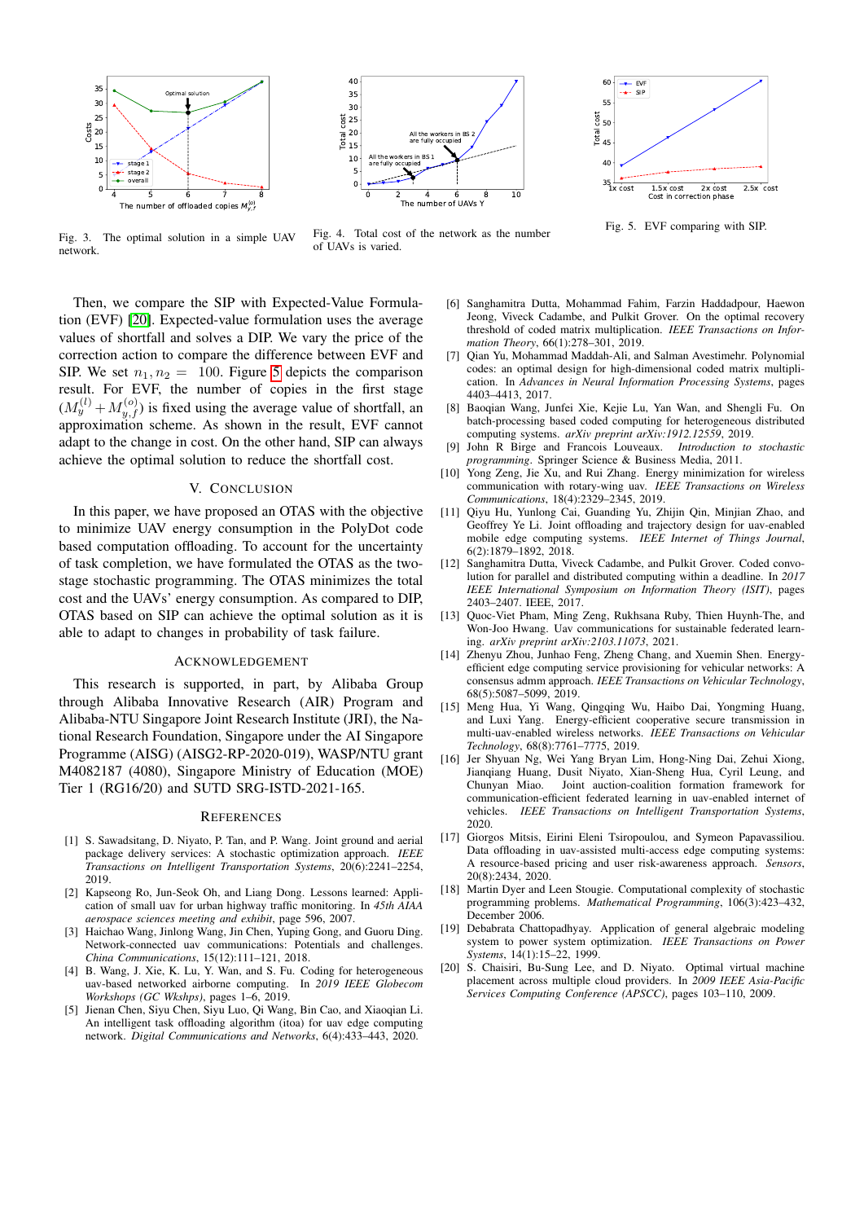35
30
25
20
15
10
5
0
Costs
Optimal solution
stage 1
stage 2
overall
4 5 6 7 8
The number of offloaded copies $M_{y,f}^{(o)}$

Fig. 3. The optimal solution in a simple UAV network.

40
35
30
25
20
15
10
5
0
Total cost
All the workers in BS 2 are fully occupied
All the workers in BS 1 are fully occupied
0 2 4 6 8 10
The number of UAVs Y

Fig. 4. Total cost of the network as the number of UAVs is varied.

60
55
50
45
40
35
Total cost
EVF
SIP
1x cost 1.5x cost 2x cost 2.5x cost
Cost in correction phase

Fig. 5. EVF comparing with SIP.

Then, we compare the SIP with Expected-Value Formulation (EVF) [20]. Expected-value formulation uses the average values of shortfall and solves a DIP. We vary the price of the correction action to compare the difference between EVF and SIP. We set $n_1, n_2 = 100$. Figure 5 depicts the comparison result. For EVF, the number of copies in the first stage $(M_y^{(l)} + M_{y,f}^{(o)})$ is fixed using the average value of shortfall, an approximation scheme. As shown in the result, EVF cannot adapt to the change in cost. On the other hand, SIP can always achieve the optimal solution to reduce the shortfall cost.

## V. Conclusion

In this paper, we have proposed an OTAS with the objective to minimize UAV energy consumption in the PolyDot code based computation offloading. To account for the uncertainty of task completion, we have formulated the OTAS as the two-stage stochastic programming. The OTAS minimizes the total cost and the UAVs' energy consumption. As compared to DIP, OTAS based on SIP can achieve the optimal solution as it is able to adapt to changes in probability of task failure.

## Acknowledgement

This research is supported, in part, by Alibaba Group through Alibaba Innovative Research (AIR) Program and Alibaba-NTU Singapore Joint Research Institute (JRI), the National Research Foundation, Singapore under the AI Singapore Programme (AISG) (AISG2-RP-2020-019), WASP/NTU grant M4082187 (4080), Singapore Ministry of Education (MOE) Tier 1 (RG16/20) and SUTD SRG-ISTD-2021-165.

## References

[1] S. Sawadsitang, D. Niyato, P. Tan, and P. Wang. Joint ground and aerial package delivery services: A stochastic optimization approach. *IEEE Transactions on Intelligent Transportation Systems*, 20(6):2241–2254, 2019.

[2] Kapseong Ro, Jun-Seok Oh, and Liang Dong. Lessons learned: Application of small uav for urban highway traffic monitoring. In *45th AIAA aerospace sciences meeting and exhibit*, page 596, 2007.

[3] Haichao Wang, Jinlong Wang, Jin Chen, Yuping Gong, and Guoru Ding. Network-connected uav communications: Potentials and challenges. *China Communications*, 15(12):111–121, 2018.

[4] B. Wang, J. Xie, K. Lu, Y. Wan, and S. Fu. Coding for heterogeneous uav-based networked airborne computing. In *2019 IEEE Globecom Workshops (GC Wkshps)*, pages 1–6, 2019.

[5] Jienan Chen, Siyu Chen, Siyu Luo, Qi Wang, Bin Cao, and Xiaoqian Li. An intelligent task offloading algorithm (itoa) for uav edge computing network. *Digital Communications and Networks*, 6(4):433–443, 2020.

[6] Sanghamitra Dutta, Mohammad Fahim, Farzin Haddadpour, Haewon Jeong, Viveck Cadambe, and Pulkit Grover. On the optimal recovery threshold of coded matrix multiplication. *IEEE Transactions on Information Theory*, 66(1):278–301, 2019.

[7] Qian Yu, Mohammad Maddah-Ali, and Salman Avestimehr. Polynomial codes: an optimal design for high-dimensional coded matrix multiplication. In *Advances in Neural Information Processing Systems*, pages 4403–4413, 2017.

[8] Baoqian Wang, Junfei Xie, Kejie Lu, Yan Wan, and Shengli Fu. On batch-processing based coded computing for heterogeneous distributed computing systems. *arXiv preprint arXiv:1912.12559*, 2019.

[9] John R Birge and Francois Louveaux. *Introduction to stochastic programming*. Springer Science & Business Media, 2011.

[10] Yong Zeng, Jie Xu, and Rui Zhang. Energy minimization for wireless communication with rotary-wing uav. *IEEE Transactions on Wireless Communications*, 18(4):2329–2345, 2019.

[11] Qiyu Hu, Yunlong Cai, Guanding Yu, Zhijin Qin, Minjian Zhao, and Geoffrey Ye Li. Joint offloading and trajectory design for uav-enabled mobile edge computing systems. *IEEE Internet of Things Journal*, 6(2):1879–1892, 2018.

[12] Sanghamitra Dutta, Viveck Cadambe, and Pulkit Grover. Coded convolution for parallel and distributed computing within a deadline. In *2017 IEEE International Symposium on Information Theory (ISIT)*, pages 2403–2407. IEEE, 2017.

[13] Quoc-Viet Pham, Ming Zeng, Rukhsana Ruby, Thien Huynh-The, and Won-Joo Hwang. Uav communications for sustainable federated learning. *arXiv preprint arXiv:2103.11073*, 2021.

[14] Zhenyu Zhou, Junhao Feng, Zheng Chang, and Xuemin Shen. Energy-efficient edge computing service provisioning for vehicular networks: A consensus admm approach. *IEEE Transactions on Vehicular Technology*, 68(5):5087–5099, 2019.

[15] Meng Hua, Yi Wang, Qingqing Wu, Haibo Dai, Yongming Huang, and Luxi Yang. Energy-efficient cooperative secure transmission in multi-uav-enabled wireless networks. *IEEE Transactions on Vehicular Technology*, 68(8):7761–7775, 2019.

[16] Jer Shyuan Ng, Wei Yang Bryan Lim, Hong-Ning Dai, Zehui Xiong, Jianqiang Huang, Dusit Niyato, Xian-Sheng Hua, Cyril Leung, and Chunyan Miao. Joint auction-coalition formation framework for communication-efficient federated learning in uav-enabled internet of vehicles. *IEEE Transactions on Intelligent Transportation Systems*, 2020.

[17] Giorgos Mitsis, Eirini Eleni Tsiropoulou, and Symeon Papavassiliou. Data offloading in uav-assisted multi-access edge computing systems: A resource-based pricing and user risk-awareness approach. *Sensors*, 20(8):2434, 2020.

[18] Martin Dyer and Leen Stougie. Computational complexity of stochastic programming problems. *Mathematical Programming*, 106(3):423–432, December 2006.

[19] Debabrata Chattopadhyay. Application of general algebraic modeling system to power system optimization. *IEEE Transactions on Power Systems*, 14(1):15–22, 1999.

[20] S. Chaisiri, Bu-Sung Lee, and D. Niyato. Optimal virtual machine placement across multiple cloud providers. In *2009 IEEE Asia-Pacific Services Computing Conference (APSCC)*, pages 103–110, 2009.